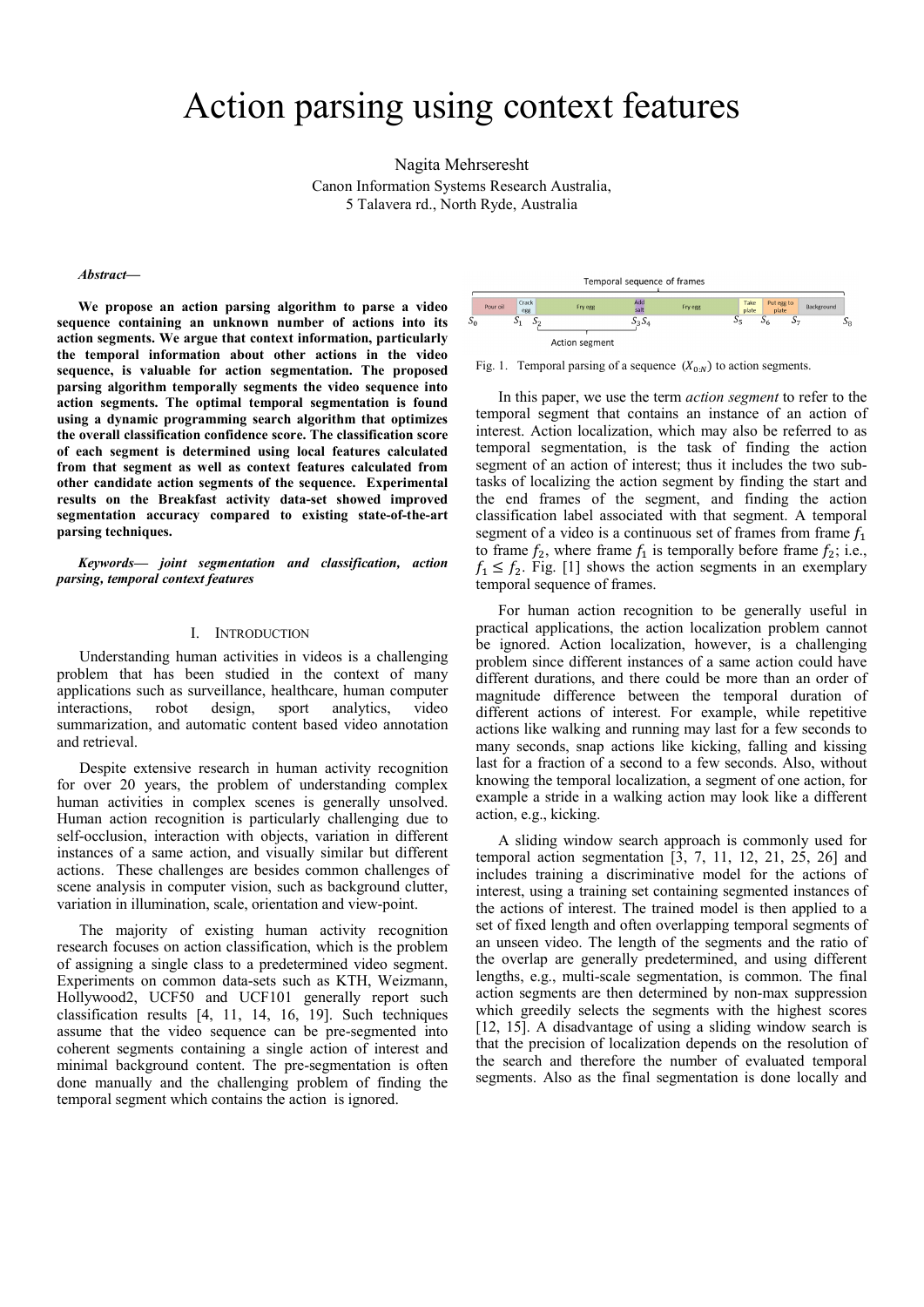# Action parsing using context features

Nagita Mehrseresht

Canon Information Systems Research Australia,
5 Talavera rd., North Ryde, Australia

***Abstract*—**

**We propose an action parsing algorithm to parse a video sequence containing an unknown number of actions into its action segments. We argue that context information, particularly the temporal information about other actions in the video sequence, is valuable for action segmentation. The proposed parsing algorithm temporally segments the video sequence into action segments. The optimal temporal segmentation is found using a dynamic programming search algorithm that optimizes the overall classification confidence score. The classification score of each segment is determined using local features calculated from that segment as well as context features calculated from other candidate action segments of the sequence. Experimental results on the Breakfast activity data-set showed improved segmentation accuracy compared to existing state-of-the-art parsing techniques.**

***Keywords— joint segmentation and classification, action parsing, temporal context features***

## I. INTRODUCTION

Understanding human activities in videos is a challenging problem that has been studied in the context of many applications such as surveillance, healthcare, human computer interactions, robot design, sport analytics, video summarization, and automatic content based video annotation and retrieval.

Despite extensive research in human activity recognition for over 20 years, the problem of understanding complex human activities in complex scenes is generally unsolved. Human action recognition is particularly challenging due to self-occlusion, interaction with objects, variation in different instances of a same action, and visually similar but different actions. These challenges are besides common challenges of scene analysis in computer vision, such as background clutter, variation in illumination, scale, orientation and view-point.

The majority of existing human activity recognition research focuses on action classification, which is the problem of assigning a single class to a predetermined video segment. Experiments on common data-sets such as KTH, Weizmann, Hollywood2, UCF50 and UCF101 generally report such classification results [4, 11, 14, 16, 19]. Such techniques assume that the video sequence can be pre-segmented into coherent segments containing a single action of interest and minimal background content. The pre-segmentation is often done manually and the challenging problem of finding the temporal segment which contains the action is ignored.

Temporal sequence of frames

Pour oil | Crack egg | Fry egg | Add salt | Fry egg | Take plate | Put egg to plate | Background

$S_0$ $S_1$ $S_2$ $S_3$ $S_4$ $S_5$ $S_6$ $S_7$ $S_8$

Action segment

Fig. 1. Temporal parsing of a sequence ($X_{0:N}$) to action segments.

In this paper, we use the term *action segment* to refer to the temporal segment that contains an instance of an action of interest. Action localization, which may also be referred to as temporal segmentation, is the task of finding the action segment of an action of interest; thus it includes the two sub-tasks of localizing the action segment by finding the start and the end frames of the segment, and finding the action classification label associated with that segment. A temporal segment of a video is a continuous set of frames from frame $f_1$ to frame $f_2$, where frame $f_1$ is temporally before frame $f_2$; i.e., $f_1 \leq f_2$. Fig. [1] shows the action segments in an exemplary temporal sequence of frames.

For human action recognition to be generally useful in practical applications, the action localization problem cannot be ignored. Action localization, however, is a challenging problem since different instances of a same action could have different durations, and there could be more than an order of magnitude difference between the temporal duration of different actions of interest. For example, while repetitive actions like walking and running may last for a few seconds to many seconds, snap actions like kicking, falling and kissing last for a fraction of a second to a few seconds. Also, without knowing the temporal localization, a segment of one action, for example a stride in a walking action may look like a different action, e.g., kicking.

A sliding window search approach is commonly used for temporal action segmentation [3, 7, 11, 12, 21, 25, 26] and includes training a discriminative model for the actions of interest, using a training set containing segmented instances of the actions of interest. The trained model is then applied to a set of fixed length and often overlapping temporal segments of an unseen video. The length of the segments and the ratio of the overlap are generally predetermined, and using different lengths, e.g., multi-scale segmentation, is common. The final action segments are then determined by non-max suppression which greedily selects the segments with the highest scores [12, 15]. A disadvantage of using a sliding window search is that the precision of localization depends on the resolution of the search and therefore the number of evaluated temporal segments. Also as the final segmentation is done locally and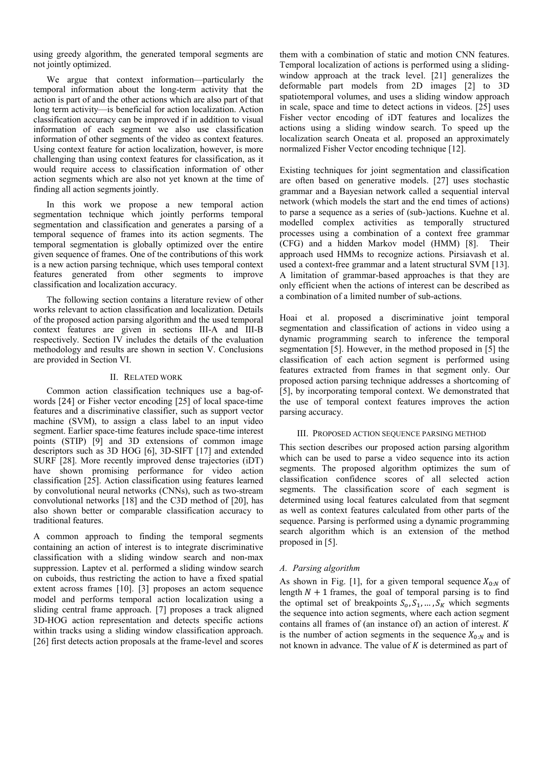using greedy algorithm, the generated temporal segments are not jointly optimized.

We argue that context information—particularly the temporal information about the long-term activity that the action is part of and the other actions which are also part of that long term activity—is beneficial for action localization. Action classification accuracy can be improved if in addition to visual information of each segment we also use classification information of other segments of the video as context features. Using context feature for action localization, however, is more challenging than using context features for classification, as it would require access to classification information of other action segments which are also not yet known at the time of finding all action segments jointly.

In this work we propose a new temporal action segmentation technique which jointly performs temporal segmentation and classification and generates a parsing of a temporal sequence of frames into its action segments. The temporal segmentation is globally optimized over the entire given sequence of frames. One of the contributions of this work is a new action parsing technique, which uses temporal context features generated from other segments to improve classification and localization accuracy.

The following section contains a literature review of other works relevant to action classification and localization. Details of the proposed action parsing algorithm and the used temporal context features are given in sections III-A and III-B respectively. Section IV includes the details of the evaluation methodology and results are shown in section V. Conclusions are provided in Section VI.

## II. Related work

Common action classification techniques use a bag-of-words [24] or Fisher vector encoding [25] of local space-time features and a discriminative classifier, such as support vector machine (SVM), to assign a class label to an input video segment. Earlier space-time features include space-time interest points (STIP) [9] and 3D extensions of common image descriptors such as 3D HOG [6], 3D-SIFT [17] and extended SURF [28]. More recently improved dense trajectories (iDT) have shown promising performance for video action classification [25]. Action classification using features learned by convolutional neural networks (CNNs), such as two-stream convolutional networks [18] and the C3D method of [20], has also shown better or comparable classification accuracy to traditional features.

A common approach to finding the temporal segments containing an action of interest is to integrate discriminative classification with a sliding window search and non-max suppression. Laptev et al. performed a sliding window search on cuboids, thus restricting the action to have a fixed spatial extent across frames [10]. [3] proposes an actom sequence model and performs temporal action localization using a sliding central frame approach. [7] proposes a track aligned 3D-HOG action representation and detects specific actions within tracks using a sliding window classification approach. [26] first detects action proposals at the frame-level and scores them with a combination of static and motion CNN features. Temporal localization of actions is performed using a sliding-window approach at the track level. [21] generalizes the deformable part models from 2D images [2] to 3D spatiotemporal volumes, and uses a sliding window approach in scale, space and time to detect actions in videos. [25] uses Fisher vector encoding of iDT features and localizes the actions using a sliding window search. To speed up the localization search Oneata et al. proposed an approximately normalized Fisher Vector encoding technique [12].

Existing techniques for joint segmentation and classification are often based on generative models. [27] uses stochastic grammar and a Bayesian network called a sequential interval network (which models the start and the end times of actions) to parse a sequence as a series of (sub-)actions. Kuehne et al. modelled complex activities as temporally structured processes using a combination of a context free grammar (CFG) and a hidden Markov model (HMM) [8]. Their approach used HMMs to recognize actions. Pirsiavash et al. used a context-free grammar and a latent structural SVM [13]. A limitation of grammar-based approaches is that they are only efficient when the actions of interest can be described as a combination of a limited number of sub-actions.

Hoai et al. proposed a discriminative joint temporal segmentation and classification of actions in video using a dynamic programming search to inference the temporal segmentation [5]. However, in the method proposed in [5] the classification of each action segment is performed using features extracted from frames in that segment only. Our proposed action parsing technique addresses a shortcoming of [5], by incorporating temporal context. We demonstrated that the use of temporal context features improves the action parsing accuracy.

## III. Proposed action sequence parsing method

This section describes our proposed action parsing algorithm which can be used to parse a video sequence into its action segments. The proposed algorithm optimizes the sum of classification confidence scores of all selected action segments. The classification score of each segment is determined using local features calculated from that segment as well as context features calculated from other parts of the sequence. Parsing is performed using a dynamic programming search algorithm which is an extension of the method proposed in [5].

### *A. Parsing algorithm*

As shown in Fig. [1], for a given temporal sequence $X_{0:N}$ of length $N+1$ frames, the goal of temporal parsing is to find the optimal set of breakpoints $S_o, S_1, \ldots, S_K$ which segments the sequence into action segments, where each action segment contains all frames of (an instance of) an action of interest. $K$ is the number of action segments in the sequence $X_{0:N}$ and is not known in advance. The value of $K$ is determined as part of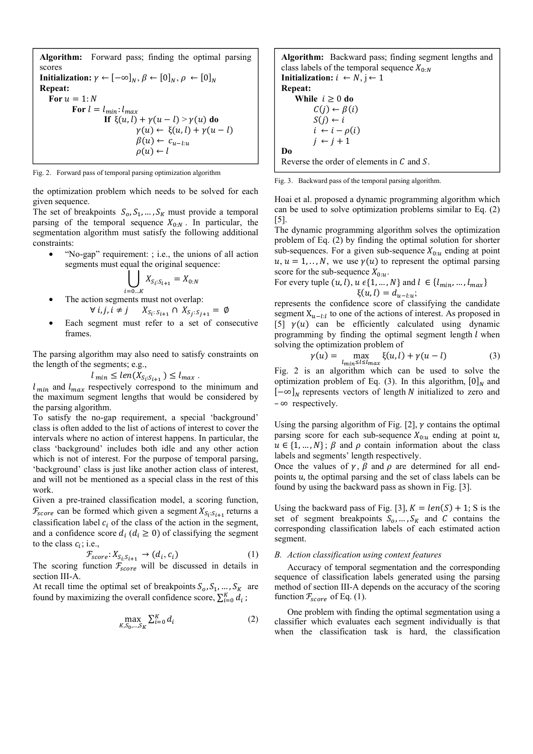**Algorithm:** Forward pass; finding the optimal parsing scores

**Initialization:** $\gamma \leftarrow [-\infty]_N, \beta \leftarrow [0]_N, \rho \leftarrow [0]_N$

**Repeat:**

```
For u = 1:N
    For l = l_min : l_max
        If ξ(u,l) + γ(u − l) > γ(u) do
            γ(u) ← ξ(u,l) + γ(u − l)
            β(u) ← c_{u−l:u}
            ρ(u) ← l
```

Fig. 2. Forward pass of temporal parsing optimization algorithm

the optimization problem which needs to be solved for each given sequence.

The set of breakpoints $S_o, S_1, \ldots, S_K$ must provide a temporal parsing of the temporal sequence $X_{0:N}$. In particular, the segmentation algorithm must satisfy the following additional constraints:

- "No-gap" requirement: ; i.e., the unions of all action segments must equal the original sequence:
$$\bigcup_{i=0\ldots K} X_{S_i:S_{i+1}} = X_{0:N}$$
- The action segments must not overlap:
$$\forall\, i,j, i \neq j \quad X_{S_i:S_{i+1}} \cap X_{S_j:S_{j+1}} = \emptyset$$
- Each segment must refer to a set of consecutive frames.

The parsing algorithm may also need to satisfy constraints on the length of the segments; e.g.,

$$l_{min} \leq len(X_{S_i:S_{i+1}}) \leq l_{max}.$$

$l_{min}$ and $l_{max}$ respectively correspond to the minimum and the maximum segment lengths that would be considered by the parsing algorithm.

To satisfy the no-gap requirement, a special 'background' class is often added to the list of actions of interest to cover the intervals where no action of interest happens. In particular, the class 'background' includes both idle and any other action which is not of interest. For the purpose of temporal parsing, 'background' class is just like another action class of interest, and will not be mentioned as a special class in the rest of this work.

Given a pre-trained classification model, a scoring function, $\mathcal{F}_{score}$ can be formed which given a segment $X_{S_i:S_{i+1}}$ returns a classification label $c_i$ of the class of the action in the segment, and a confidence score $d_i$ ($d_i \geq 0$) of classifying the segment to the class $c_i$; i.e.,

$$\mathcal{F}_{score}: X_{S_i:S_{i+1}} \rightarrow (d_i, c_i) \tag{1}$$

The scoring function $\mathcal{F}_{score}$ will be discussed in details in section III-A.

At recall time the optimal set of breakpoints $S_o, S_1, \ldots, S_K$ are found by maximizing the overall confidence score, $\sum_{i=0}^{K} d_i$;

$$\max_{K, S_0, \ldots, S_K} \sum_{i=0}^{K} d_i \tag{2}$$

**Algorithm:** Backward pass; finding segment lengths and class labels of the temporal sequence $X_{0:N}$

**Initialization:** $i \leftarrow N$, $j \leftarrow 1$

**Repeat:**

```
While i ≥ 0 do
    C(j) ← β(i)
    S(j) ← i
    i ← i − ρ(i)
    j ← j + 1
Do
```

Reverse the order of elements in $C$ and $S$.

Fig. 3. Backward pass of the temporal parsing algorithm.

Hoai et al. proposed a dynamic programming algorithm which can be used to solve optimization problems similar to Eq. (2) [5].

The dynamic programming algorithm solves the optimization problem of Eq. (2) by finding the optimal solution for shorter sub-sequences. For a given sub-sequence $X_{0:u}$ ending at point $u$, $u = 1, .., N$, we use $\gamma(u)$ to represent the optimal parsing score for the sub-sequence $X_{0:u}$.

For every tuple $(u, l)$, $u \in \{1, \ldots, N\}$ and $l \in \{l_{min}, \ldots, l_{max}\}$

$$\xi(u, l) = d_{u-l:u};$$

represents the confidence score of classifying the candidate segment $X_{u-l:l}$ to one of the actions of interest. As proposed in [5] $\gamma(u)$ can be efficiently calculated using dynamic programming by finding the optimal segment length $l$ when solving the optimization problem of

$$\gamma(u) = \max_{l_{min} \leq l \leq l_{max}} \xi(u, l) + \gamma(u - l) \tag{3}$$

Fig. 2 is an algorithm which can be used to solve the optimization problem of Eq. (3). In this algorithm, $[0]_N$ and $[-\infty]_N$ represents vectors of length $N$ initialized to zero and $-\infty$ respectively.

Using the parsing algorithm of Fig. [2], $\gamma$ contains the optimal parsing score for each sub-sequence $X_{0:u}$ ending at point $u$, $u \in \{1, \ldots, N\}$; $\beta$ and $\rho$ contain information about the class labels and segments' length respectively.

Once the values of $\gamma$, $\beta$ and $\rho$ are determined for all end-points $u$, the optimal parsing and the set of class labels can be found by using the backward pass as shown in Fig. [3].

Using the backward pass of Fig. [3], $K = len(S) + 1$; S is the set of segment breakpoints $S_o, \ldots, S_K$ and $C$ contains the corresponding classification labels of each estimated action segment.

### *B. Action classification using context features*

Accuracy of temporal segmentation and the corresponding sequence of classification labels generated using the parsing method of section III-A depends on the accuracy of the scoring function $\mathcal{F}_{score}$ of Eq. (1).

One problem with finding the optimal segmentation using a classifier which evaluates each segment individually is that when the classification task is hard, the classification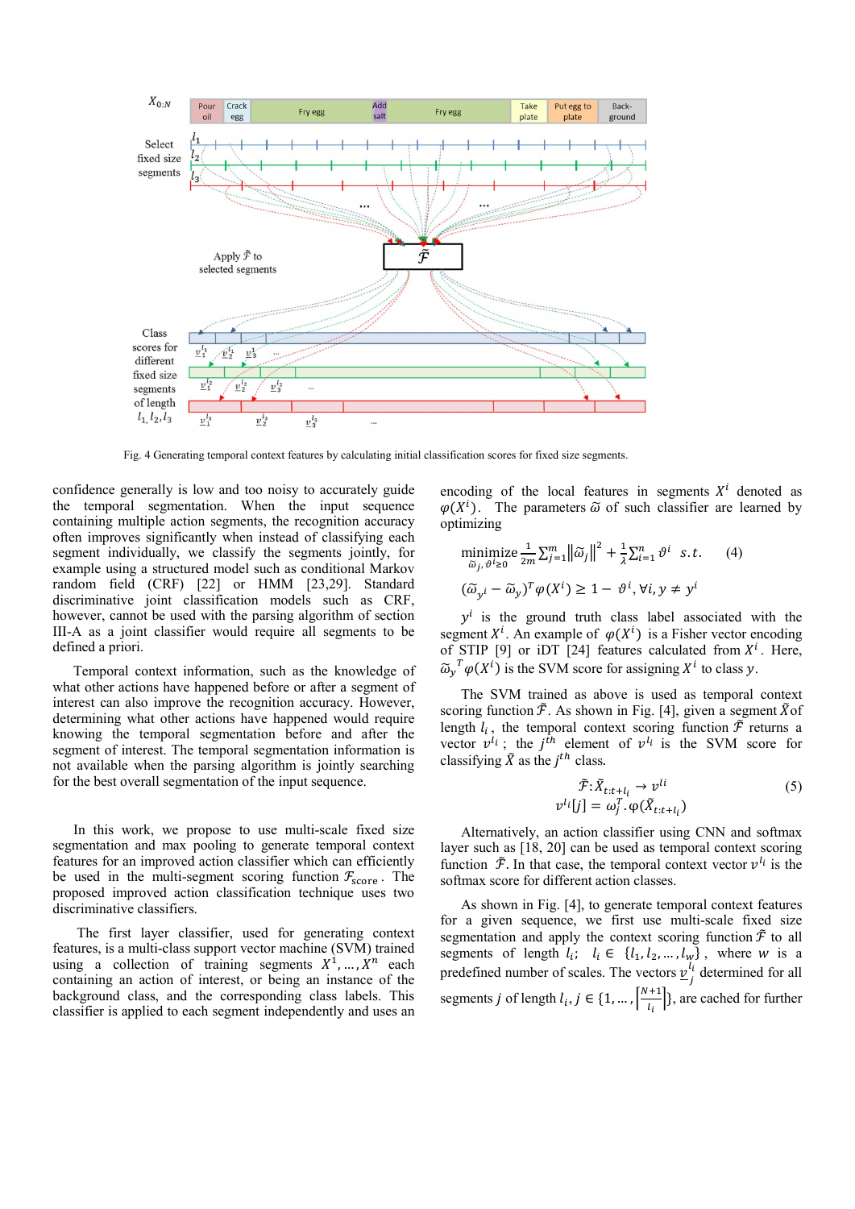Fig. 4 Generating temporal context features by calculating initial classification scores for fixed size segments.

confidence generally is low and too noisy to accurately guide the temporal segmentation. When the input sequence containing multiple action segments, the recognition accuracy often improves significantly when instead of classifying each segment individually, we classify the segments jointly, for example using a structured model such as conditional Markov random field (CRF) [22] or HMM [23,29]. Standard discriminative joint classification models such as CRF, however, cannot be used with the parsing algorithm of section III-A as a joint classifier would require all segments to be defined a priori.

Temporal context information, such as the knowledge of what other actions have happened before or after a segment of interest can also improve the recognition accuracy. However, determining what other actions have happened would require knowing the temporal segmentation before and after the segment of interest. The temporal segmentation information is not available when the parsing algorithm is jointly searching for the best overall segmentation of the input sequence.

In this work, we propose to use multi-scale fixed size segmentation and max pooling to generate temporal context features for an improved action classifier which can efficiently be used in the multi-segment scoring function $\mathcal{F}_{\text{score}}$. The proposed improved action classification technique uses two discriminative classifiers.

The first layer classifier, used for generating context features, is a multi-class support vector machine (SVM) trained using a collection of training segments $X^1, \ldots, X^n$ each containing an action of interest, or being an instance of the background class, and the corresponding class labels. This classifier is applied to each segment independently and uses an encoding of the local features in segments $X^i$ denoted as $\varphi(X^i)$. The parameters $\widetilde{\omega}$ of such classifier are learned by optimizing

$$\underset{\widetilde{\omega}_j, \vartheta^i \geq 0}{\text{minimize}} \frac{1}{2m} \sum_{j=1}^{m} \left\| \widetilde{\omega}_j \right\|^2 + \frac{1}{\lambda} \sum_{i=1}^{n} \vartheta^i \quad s.t. \tag{4}$$

$$(\widetilde{\omega}_{y^i} - \widetilde{\omega}_y)^T \varphi(X^i) \geq 1 - \vartheta^i, \forall i, y \neq y^i$$

$y^i$ is the ground truth class label associated with the segment $X^i$. An example of $\varphi(X^i)$ is a Fisher vector encoding of STIP [9] or iDT [24] features calculated from $X^i$. Here, $\widetilde{\omega}_y{}^T \varphi(X^i)$ is the SVM score for assigning $X^i$ to class $y$.

The SVM trained as above is used as temporal context scoring function $\tilde{\mathcal{F}}$. As shown in Fig. [4], given a segment $\tilde{X}$ of length $l_i$, the temporal context scoring function $\tilde{\mathcal{F}}$ returns a vector $v^{l_i}$; the $j^{th}$ element of $v^{l_i}$ is the SVM score for classifying $\tilde{X}$ as the $j^{th}$ class.

$$\tilde{\mathcal{F}}: \tilde{X}_{t:t+l_i} \rightarrow v^{li} \tag{5}$$
$$v^{li}[j] = \omega_j^T . \varphi(\tilde{X}_{t:t+l_i})$$

Alternatively, an action classifier using CNN and softmax layer such as [18, 20] can be used as temporal context scoring function $\tilde{\mathcal{F}}$. In that case, the temporal context vector $v^{l_i}$ is the softmax score for different action classes.

As shown in Fig. [4], to generate temporal context features for a given sequence, we first use multi-scale fixed size segmentation and apply the context scoring function $\tilde{\mathcal{F}}$ to all segments of length $l_i$; $l_i \in \{l_1, l_2, \ldots, l_w\}$, where $w$ is a predefined number of scales. The vectors $v_j^{l_i}$ determined for all segments $j$ of length $l_i, j \in \{1, \ldots, \lceil \frac{N+1}{l_i} \rceil\}$, are cached for further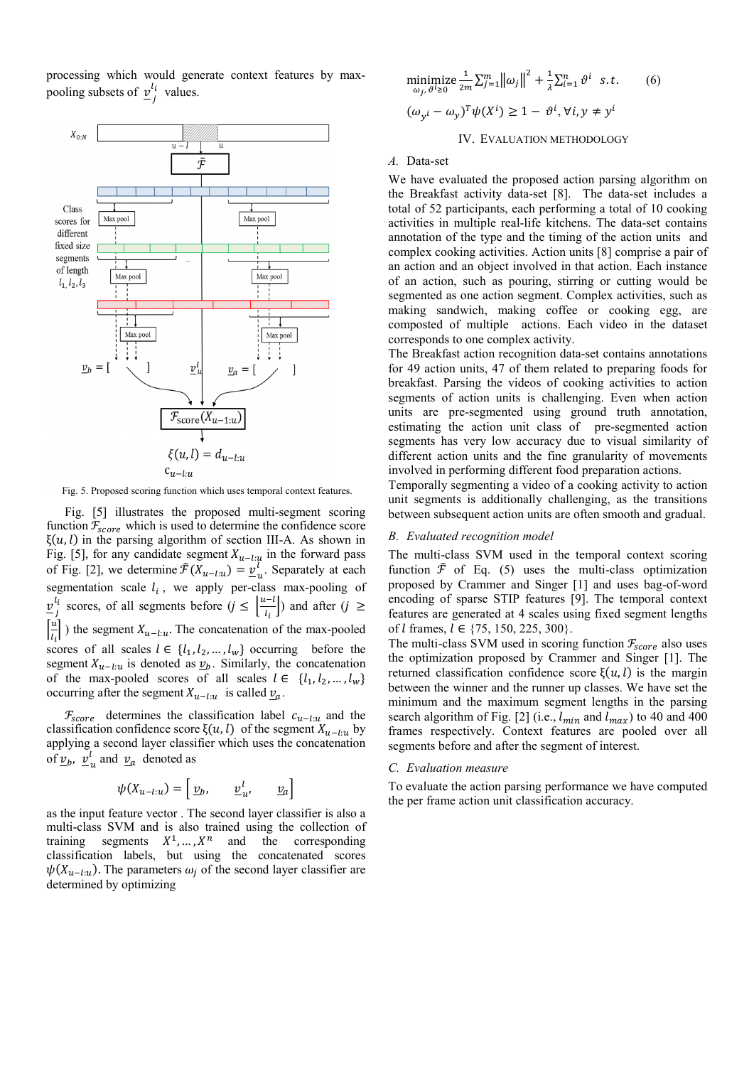processing which would generate context features by max-pooling subsets of $\underline{v}_j^{l_i}$ values.

Fig. 5. Proposed scoring function which uses temporal context features.

Fig. [5] illustrates the proposed multi-segment scoring function $\mathcal{F}_{score}$ which is used to determine the confidence score $\xi(u,l)$ in the parsing algorithm of section III-A. As shown in Fig. [5], for any candidate segment $X_{u-l:u}$ in the forward pass of Fig. [2], we determine $\tilde{\mathcal{F}}(X_{u-l:u}) = \underline{v}_u^l$. Separately at each segmentation scale $l_i$, we apply per-class max-pooling of $\underline{v}_j^{l_i}$ scores, of all segments before ($j \leq \left\lfloor \frac{u-l}{l_i} \right\rfloor$) and after ($j \geq \left\lceil \frac{u}{l_i} \right\rceil$) the segment $X_{u-l:u}$. The concatenation of the max-pooled scores of all scales $l \in \{l_1, l_2, \ldots, l_w\}$ occurring before the segment $X_{u-l:u}$ is denoted as $\underline{v}_b$. Similarly, the concatenation of the max-pooled scores of all scales $l \in \{l_1, l_2, \ldots, l_w\}$ occurring after the segment $X_{u-l:u}$ is called $\underline{v}_a$.

$\mathcal{F}_{score}$ determines the classification label $c_{u-l:u}$ and the classification confidence score $\xi(u,l)$ of the segment $X_{u-l:u}$ by applying a second layer classifier which uses the concatenation of $\underline{v}_b$, $\underline{v}_u^l$ and $\underline{v}_a$ denoted as

$$\psi(X_{u-l:u}) = \begin{bmatrix} \underline{v}_b, & \underline{v}_u^l, & \underline{v}_a \end{bmatrix}$$

as the input feature vector . The second layer classifier is also a multi-class SVM and is also trained using the collection of training segments $X^1, \ldots, X^n$ and the corresponding classification labels, but using the concatenated scores $\psi(X_{u-l:u})$. The parameters $\omega_j$ of the second layer classifier are determined by optimizing

$$\underset{\omega_j,\, \vartheta^i \geq 0}{\text{minimize}} \; \frac{1}{2m} \sum_{j=1}^{m} \|\omega_j\|^2 + \frac{1}{\lambda} \sum_{i=1}^{n} \vartheta^i \quad s.t. \tag{6}$$

$$(\omega_{y^i} - \omega_y)^T \psi(X^i) \geq 1 - \vartheta^i, \forall i, y \neq y^i$$

## IV. Evaluation Methodology

### A. Data-set

We have evaluated the proposed action parsing algorithm on the Breakfast activity data-set [8]. The data-set includes a total of 52 participants, each performing a total of 10 cooking activities in multiple real-life kitchens. The data-set contains annotation of the type and the timing of the action units and complex cooking activities. Action units [8] comprise a pair of an action and an object involved in that action. Each instance of an action, such as pouring, stirring or cutting would be segmented as one action segment. Complex activities, such as making sandwich, making coffee or cooking egg, are composted of multiple actions. Each video in the dataset corresponds to one complex activity.

The Breakfast action recognition data-set contains annotations for 49 action units, 47 of them related to preparing foods for breakfast. Parsing the videos of cooking activities to action segments of action units is challenging. Even when action units are pre-segmented using ground truth annotation, estimating the action unit class of pre-segmented action segments has very low accuracy due to visual similarity of different action units and the fine granularity of movements involved in performing different food preparation actions.

Temporally segmenting a video of a cooking activity to action unit segments is additionally challenging, as the transitions between subsequent action units are often smooth and gradual.

### B. Evaluated recognition model

The multi-class SVM used in the temporal context scoring function $\tilde{\mathcal{F}}$ of Eq. (5) uses the multi-class optimization proposed by Crammer and Singer [1] and uses bag-of-word encoding of sparse STIP features [9]. The temporal context features are generated at 4 scales using fixed segment lengths of $l$ frames, $l \in \{75, 150, 225, 300\}$.

The multi-class SVM used in scoring function $\mathcal{F}_{score}$ also uses the optimization proposed by Crammer and Singer [1]. The returned classification confidence score $\xi(u,l)$ is the margin between the winner and the runner up classes. We have set the minimum and the maximum segment lengths in the parsing search algorithm of Fig. [2] (i.e., $l_{min}$ and $l_{max}$) to 40 and 400 frames respectively. Context features are pooled over all segments before and after the segment of interest.

### C. Evaluation measure

To evaluate the action parsing performance we have computed the per frame action unit classification accuracy.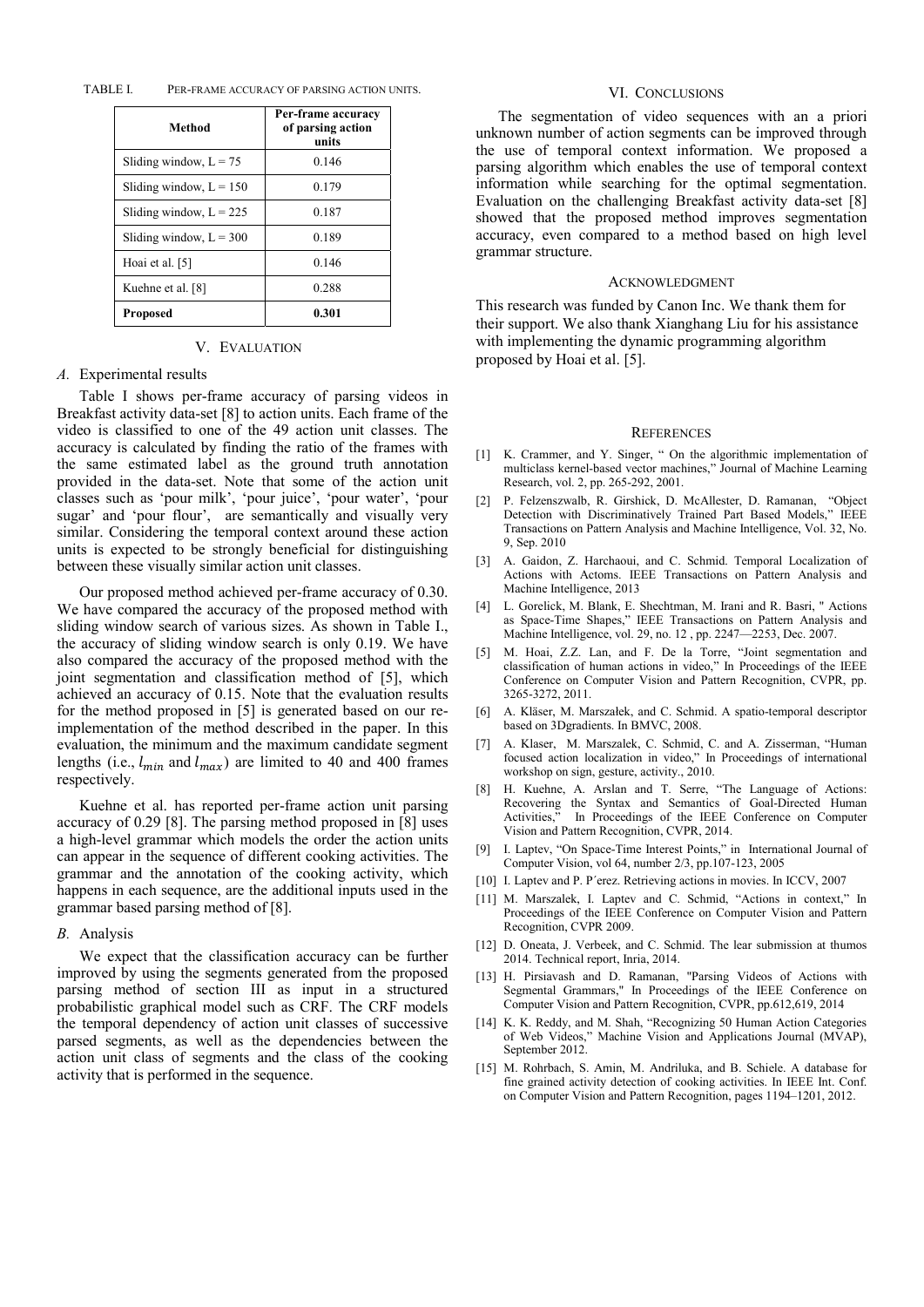TABLE I. PER-FRAME ACCURACY OF PARSING ACTION UNITS.

| Method | Per-frame accuracy of parsing action units |
|---|---|
| Sliding window, L = 75 | 0.146 |
| Sliding window, L = 150 | 0.179 |
| Sliding window, L = 225 | 0.187 |
| Sliding window, L = 300 | 0.189 |
| Hoai et al. [5] | 0.146 |
| Kuehne et al. [8] | 0.288 |
| **Proposed** | **0.301** |

## V. EVALUATION

### *A.* Experimental results

Table I shows per-frame accuracy of parsing videos in Breakfast activity data-set [8] to action units. Each frame of the video is classified to one of the 49 action unit classes. The accuracy is calculated by finding the ratio of the frames with the same estimated label as the ground truth annotation provided in the data-set. Note that some of the action unit classes such as 'pour milk', 'pour juice', 'pour water', 'pour sugar' and 'pour flour', are semantically and visually very similar. Considering the temporal context around these action units is expected to be strongly beneficial for distinguishing between these visually similar action unit classes.

Our proposed method achieved per-frame accuracy of 0.30. We have compared the accuracy of the proposed method with sliding window search of various sizes. As shown in Table I., the accuracy of sliding window search is only 0.19. We have also compared the accuracy of the proposed method with the joint segmentation and classification method of [5], which achieved an accuracy of 0.15. Note that the evaluation results for the method proposed in [5] is generated based on our re-implementation of the method described in the paper. In this evaluation, the minimum and the maximum candidate segment lengths (i.e., $l_{min}$ and $l_{max}$) are limited to 40 and 400 frames respectively.

Kuehne et al. has reported per-frame action unit parsing accuracy of 0.29 [8]. The parsing method proposed in [8] uses a high-level grammar which models the order the action units can appear in the sequence of different cooking activities. The grammar and the annotation of the cooking activity, which happens in each sequence, are the additional inputs used in the grammar based parsing method of [8].

### *B.* Analysis

We expect that the classification accuracy can be further improved by using the segments generated from the proposed parsing method of section III as input in a structured probabilistic graphical model such as CRF. The CRF models the temporal dependency of action unit classes of successive parsed segments, as well as the dependencies between the action unit class of segments and the class of the cooking activity that is performed in the sequence.

## VI. CONCLUSIONS

The segmentation of video sequences with an a priori unknown number of action segments can be improved through the use of temporal context information. We proposed a parsing algorithm which enables the use of temporal context information while searching for the optimal segmentation. Evaluation on the challenging Breakfast activity data-set [8] showed that the proposed method improves segmentation accuracy, even compared to a method based on high level grammar structure.

## ACKNOWLEDGMENT

This research was funded by Canon Inc. We thank them for their support. We also thank Xianghang Liu for his assistance with implementing the dynamic programming algorithm proposed by Hoai et al. [5].

## REFERENCES

[1] K. Crammer, and Y. Singer, " On the algorithmic implementation of multiclass kernel-based vector machines," Journal of Machine Learning Research, vol. 2, pp. 265-292, 2001.

[2] P. Felzenszwalb, R. Girshick, D. McAllester, D. Ramanan, "Object Detection with Discriminatively Trained Part Based Models," IEEE Transactions on Pattern Analysis and Machine Intelligence, Vol. 32, No. 9, Sep. 2010

[3] A. Gaidon, Z. Harchaoui, and C. Schmid. Temporal Localization of Actions with Actoms. IEEE Transactions on Pattern Analysis and Machine Intelligence, 2013

[4] L. Gorelick, M. Blank, E. Shechtman, M. Irani and R. Basri, " Actions as Space-Time Shapes," IEEE Transactions on Pattern Analysis and Machine Intelligence, vol. 29, no. 12 , pp. 2247—2253, Dec. 2007.

[5] M. Hoai, Z.Z. Lan, and F. De la Torre, "Joint segmentation and classification of human actions in video," In Proceedings of the IEEE Conference on Computer Vision and Pattern Recognition, CVPR, pp. 3265-3272, 2011.

[6] A. Kläser, M. Marszałek, and C. Schmid. A spatio-temporal descriptor based on 3Dgradients. In BMVC, 2008.

[7] A. Klaser, M. Marszalek, C. Schmid, C. and A. Zisserman, "Human focused action localization in video," In Proceedings of international workshop on sign, gesture, activity., 2010.

[8] H. Kuehne, A. Arslan and T. Serre, "The Language of Actions: Recovering the Syntax and Semantics of Goal-Directed Human Activities," In Proceedings of the IEEE Conference on Computer Vision and Pattern Recognition, CVPR, 2014.

[9] I. Laptev, "On Space-Time Interest Points," in International Journal of Computer Vision, vol 64, number 2/3, pp.107-123, 2005

[10] I. Laptev and P. P´erez. Retrieving actions in movies. In ICCV, 2007

[11] M. Marszalek, I. Laptev and C. Schmid, "Actions in context," In Proceedings of the IEEE Conference on Computer Vision and Pattern Recognition, CVPR 2009.

[12] D. Oneata, J. Verbeek, and C. Schmid. The lear submission at thumos 2014. Technical report, Inria, 2014.

[13] H. Pirsiavash and D. Ramanan, "Parsing Videos of Actions with Segmental Grammars," In Proceedings of the IEEE Conference on Computer Vision and Pattern Recognition, CVPR, pp.612,619, 2014

[14] K. K. Reddy, and M. Shah, "Recognizing 50 Human Action Categories of Web Videos," Machine Vision and Applications Journal (MVAP), September 2012.

[15] M. Rohrbach, S. Amin, M. Andriluka, and B. Schiele. A database for fine grained activity detection of cooking activities. In IEEE Int. Conf. on Computer Vision and Pattern Recognition, pages 1194–1201, 2012.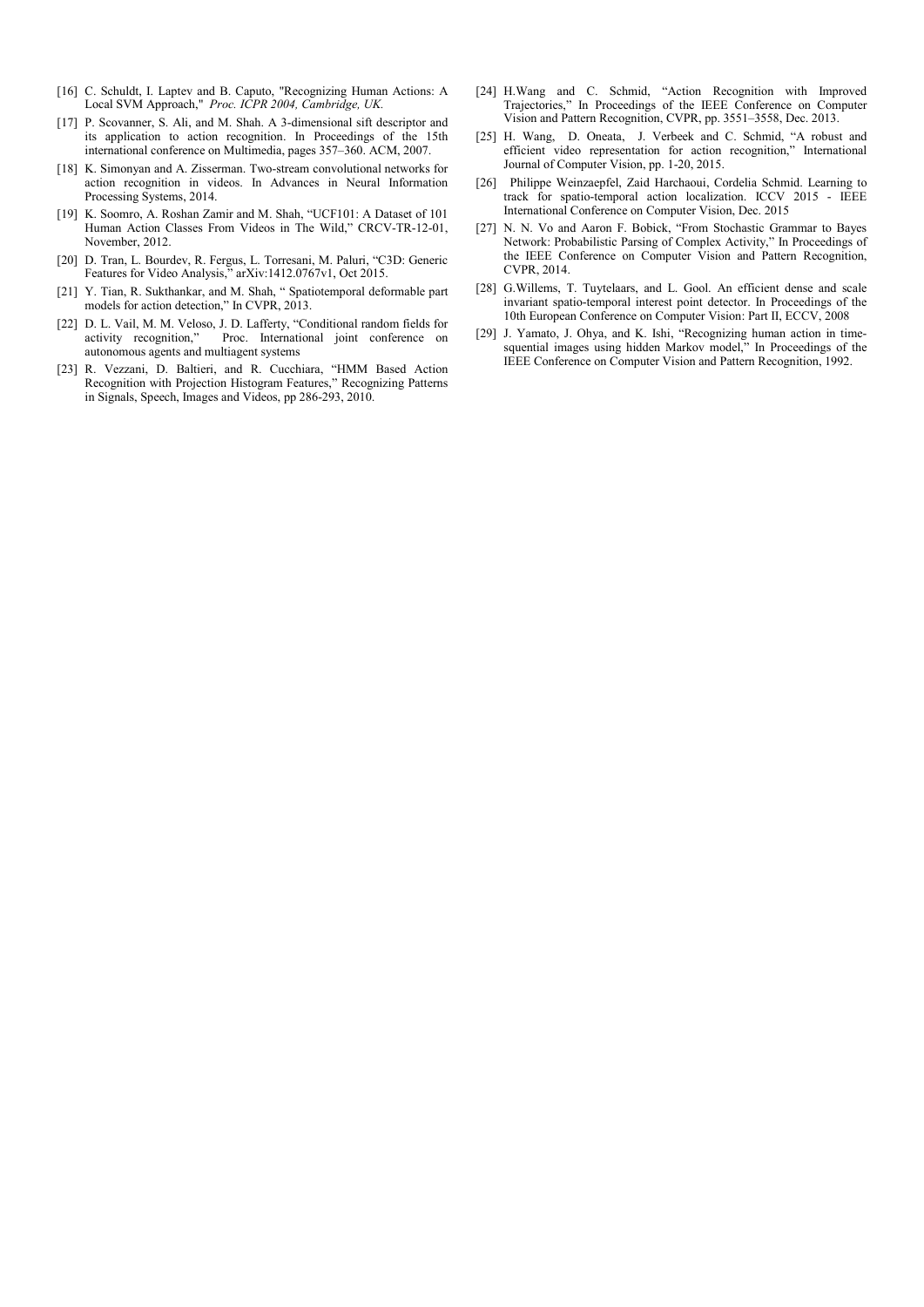[16] C. Schuldt, I. Laptev and B. Caputo, "Recognizing Human Actions: A Local SVM Approach," *Proc. ICPR 2004, Cambridge, UK.*

[17] P. Scovanner, S. Ali, and M. Shah. A 3-dimensional sift descriptor and its application to action recognition. In Proceedings of the 15th international conference on Multimedia, pages 357–360. ACM, 2007.

[18] K. Simonyan and A. Zisserman. Two-stream convolutional networks for action recognition in videos. In Advances in Neural Information Processing Systems, 2014.

[19] K. Soomro, A. Roshan Zamir and M. Shah, "UCF101: A Dataset of 101 Human Action Classes From Videos in The Wild," CRCV-TR-12-01, November, 2012.

[20] D. Tran, L. Bourdev, R. Fergus, L. Torresani, M. Paluri, "C3D: Generic Features for Video Analysis," arXiv:1412.0767v1, Oct 2015.

[21] Y. Tian, R. Sukthankar, and M. Shah, " Spatiotemporal deformable part models for action detection," In CVPR, 2013.

[22] D. L. Vail, M. M. Veloso, J. D. Lafferty, "Conditional random fields for activity recognition," Proc. International joint conference on autonomous agents and multiagent systems

[23] R. Vezzani, D. Baltieri, and R. Cucchiara, "HMM Based Action Recognition with Projection Histogram Features," Recognizing Patterns in Signals, Speech, Images and Videos, pp 286-293, 2010.

[24] H.Wang and C. Schmid, "Action Recognition with Improved Trajectories," In Proceedings of the IEEE Conference on Computer Vision and Pattern Recognition, CVPR, pp. 3551–3558, Dec. 2013.

[25] H. Wang, D. Oneata, J. Verbeek and C. Schmid, "A robust and efficient video representation for action recognition," International Journal of Computer Vision, pp. 1-20, 2015.

[26] Philippe Weinzaepfel, Zaid Harchaoui, Cordelia Schmid. Learning to track for spatio-temporal action localization. ICCV 2015 - IEEE International Conference on Computer Vision, Dec. 2015

[27] N. N. Vo and Aaron F. Bobick, "From Stochastic Grammar to Bayes Network: Probabilistic Parsing of Complex Activity," In Proceedings of the IEEE Conference on Computer Vision and Pattern Recognition, CVPR, 2014.

[28] G.Willems, T. Tuytelaars, and L. Gool. An efficient dense and scale invariant spatio-temporal interest point detector. In Proceedings of the 10th European Conference on Computer Vision: Part II, ECCV, 2008

[29] J. Yamato, J. Ohya, and K. Ishi, "Recognizing human action in time-squential images using hidden Markov model," In Proceedings of the IEEE Conference on Computer Vision and Pattern Recognition, 1992.